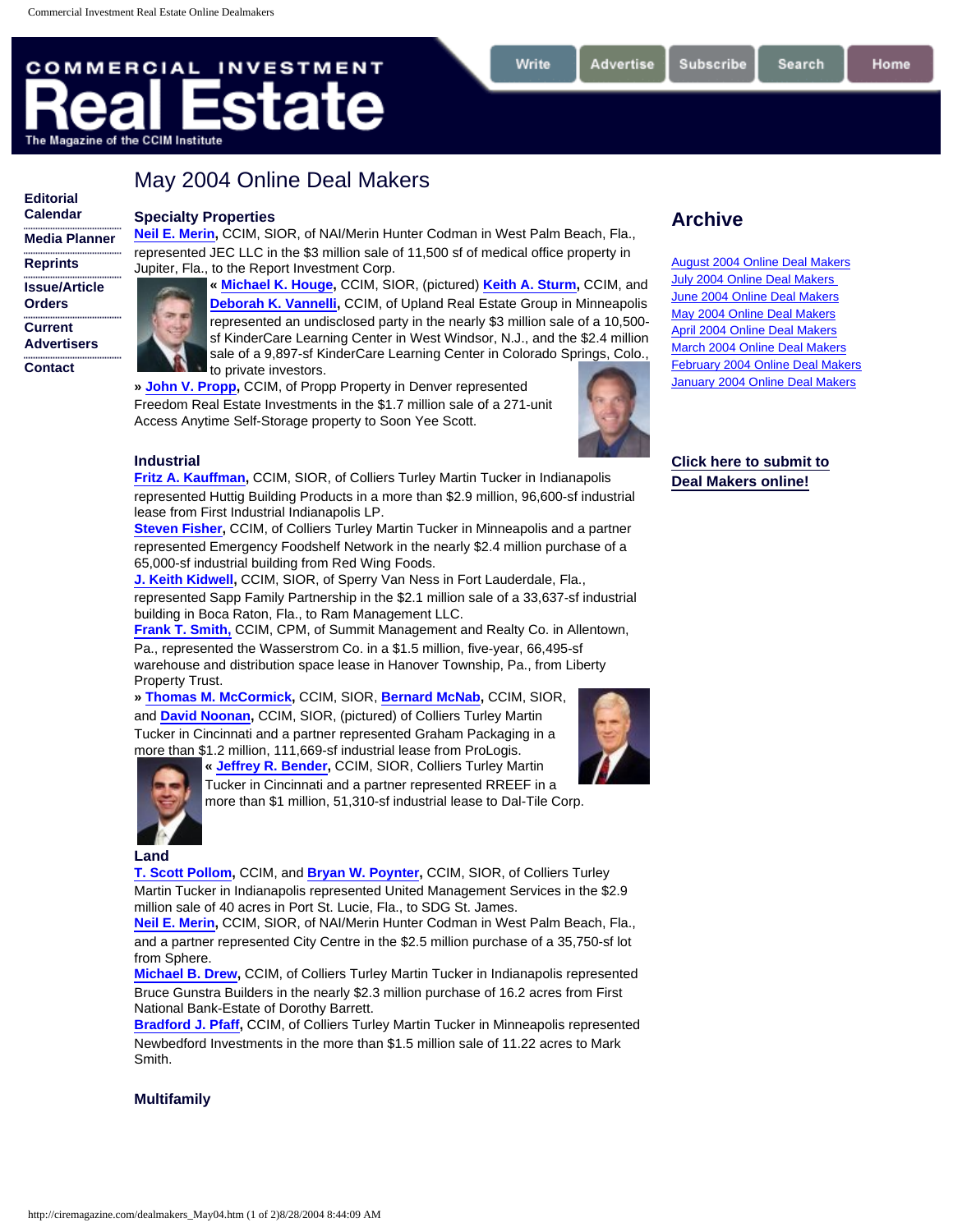# May 2004 Online Deal Makers

Editorial Calendar
Media Planner
Reprints
Issue/Article Orders
Current Advertisers
Contact

### Specialty Properties

**Neil E. Merin**, CCIM, SIOR, of NAI/Merin Hunter Codman in West Palm Beach, Fla., represented JEC LLC in the $3 million sale of 11,500 sf of medical office property in Jupiter, Fla., to the Report Investment Corp.

**« Michael K. Houge**, CCIM, SIOR, (pictured) **Keith A. Sturm**, CCIM, and **Deborah K. Vannelli**, CCIM, of Upland Real Estate Group in Minneapolis represented an undisclosed party in the nearly $3 million sale of a 10,500-sf KinderCare Learning Center in West Windsor, N.J., and the $2.4 million sale of a 9,897-sf KinderCare Learning Center in Colorado Springs, Colo., to private investors.

**» John V. Propp**, CCIM, of Propp Property in Denver represented Freedom Real Estate Investments in the $1.7 million sale of a 271-unit Access Anytime Self-Storage property to Soon Yee Scott.

### Industrial

**Fritz A. Kauffman**, CCIM, SIOR, of Colliers Turley Martin Tucker in Indianapolis represented Huttig Building Products in a more than $2.9 million, 96,600-sf industrial lease from First Industrial Indianapolis LP.

**Steven Fisher**, CCIM, of Colliers Turley Martin Tucker in Minneapolis and a partner represented Emergency Foodshelf Network in the nearly $2.4 million purchase of a 65,000-sf industrial building from Red Wing Foods.

**J. Keith Kidwell**, CCIM, SIOR, of Sperry Van Ness in Fort Lauderdale, Fla., represented Sapp Family Partnership in the $2.1 million sale of a 33,637-sf industrial building in Boca Raton, Fla., to Ram Management LLC.

**Frank T. Smith,** CCIM, CPM, of Summit Management and Realty Co. in Allentown, Pa., represented the Wasserstrom Co. in a $1.5 million, five-year, 66,495-sf warehouse and distribution space lease in Hanover Township, Pa., from Liberty Property Trust.

**» Thomas M. McCormick**, CCIM, SIOR, **Bernard McNab**, CCIM, SIOR, and **David Noonan**, CCIM, SIOR, (pictured) of Colliers Turley Martin Tucker in Cincinnati and a partner represented Graham Packaging in a more than $1.2 million, 111,669-sf industrial lease from ProLogis.

**« Jeffrey R. Bender**, CCIM, SIOR, Colliers Turley Martin Tucker in Cincinnati and a partner represented RREEF in a more than $1 million, 51,310-sf industrial lease to Dal-Tile Corp.

### Land

**T. Scott Pollom**, CCIM, and **Bryan W. Poynter**, CCIM, SIOR, of Colliers Turley Martin Tucker in Indianapolis represented United Management Services in the $2.9 million sale of 40 acres in Port St. Lucie, Fla., to SDG St. James.

**Neil E. Merin**, CCIM, SIOR, of NAI/Merin Hunter Codman in West Palm Beach, Fla., and a partner represented City Centre in the $2.5 million purchase of a 35,750-sf lot from Sphere.

**Michael B. Drew**, CCIM, of Colliers Turley Martin Tucker in Indianapolis represented Bruce Gunstra Builders in the nearly $2.3 million purchase of 16.2 acres from First National Bank-Estate of Dorothy Barrett.

**Bradford J. Pfaff**, CCIM, of Colliers Turley Martin Tucker in Minneapolis represented Newbedford Investments in the more than $1.5 million sale of 11.22 acres to Mark Smith.

### Multifamily

## Archive

- August 2004 Online Deal Makers
- July 2004 Online Deal Makers
- June 2004 Online Deal Makers
- May 2004 Online Deal Makers
- April 2004 Online Deal Makers
- March 2004 Online Deal Makers
- February 2004 Online Deal Makers
- January 2004 Online Deal Makers

**Click here to submit to Deal Makers online!**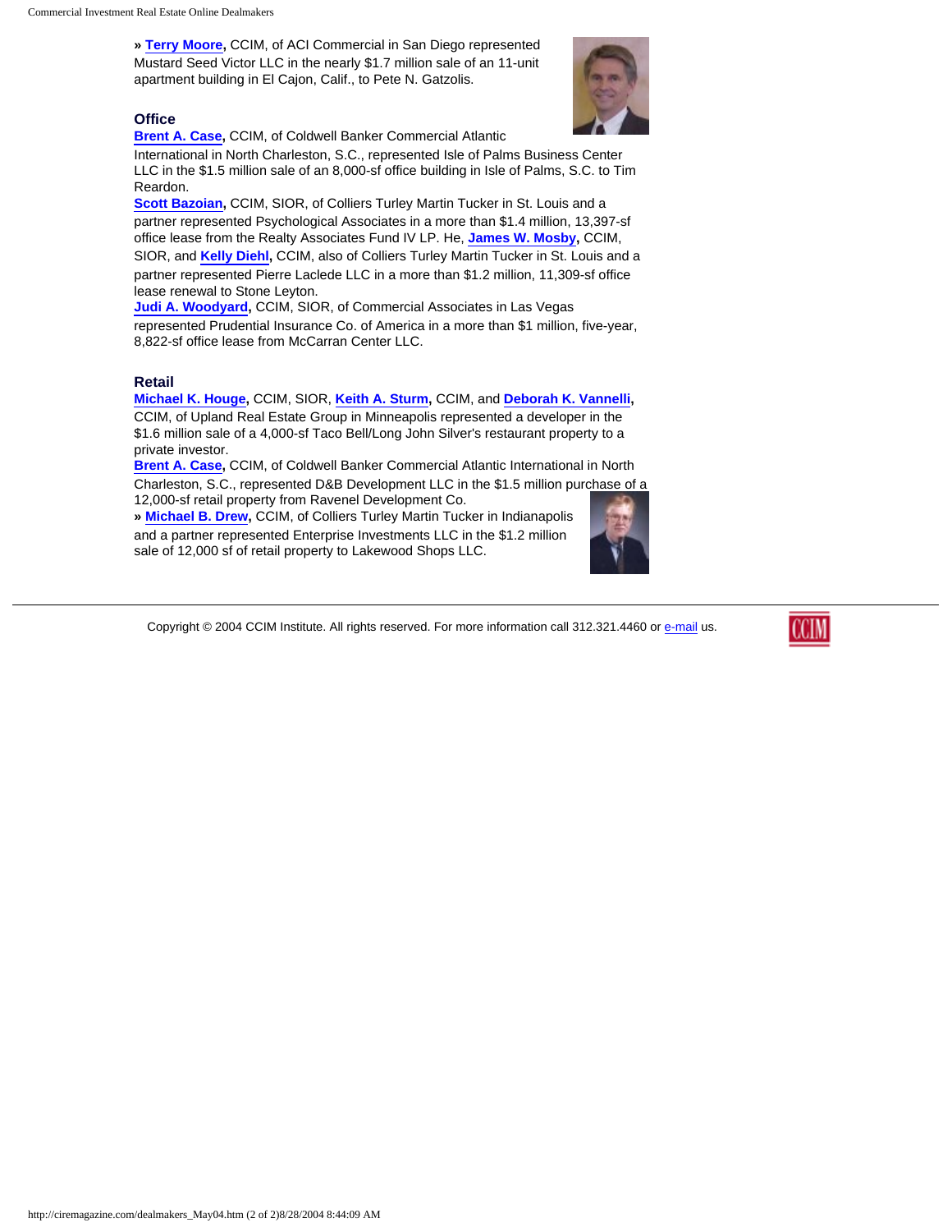**» Terry Moore,** CCIM, of ACI Commercial in San Diego represented Mustard Seed Victor LLC in the nearly $1.7 million sale of an 11-unit apartment building in El Cajon, Calif., to Pete N. Gatzolis.

### Office

**Brent A. Case,** CCIM, of Coldwell Banker Commercial Atlantic International in North Charleston, S.C., represented Isle of Palms Business Center LLC in the $1.5 million sale of an 8,000-sf office building in Isle of Palms, S.C. to Tim Reardon.

**Scott Bazoian,** CCIM, SIOR, of Colliers Turley Martin Tucker in St. Louis and a partner represented Psychological Associates in a more than $1.4 million, 13,397-sf office lease from the Realty Associates Fund IV LP. He, **James W. Mosby,** CCIM, SIOR, and **Kelly Diehl,** CCIM, also of Colliers Turley Martin Tucker in St. Louis and a partner represented Pierre Laclede LLC in a more than $1.2 million, 11,309-sf office lease renewal to Stone Leyton.

**Judi A. Woodyard,** CCIM, SIOR, of Commercial Associates in Las Vegas represented Prudential Insurance Co. of America in a more than $1 million, five-year, 8,822-sf office lease from McCarran Center LLC.

### Retail

**Michael K. Houge,** CCIM, SIOR, **Keith A. Sturm,** CCIM, and **Deborah K. Vannelli,** CCIM, of Upland Real Estate Group in Minneapolis represented a developer in the $1.6 million sale of a 4,000-sf Taco Bell/Long John Silver's restaurant property to a private investor.

**Brent A. Case,** CCIM, of Coldwell Banker Commercial Atlantic International in North Charleston, S.C., represented D&B Development LLC in the $1.5 million purchase of a 12,000-sf retail property from Ravenel Development Co.

**» Michael B. Drew,** CCIM, of Colliers Turley Martin Tucker in Indianapolis and a partner represented Enterprise Investments LLC in the $1.2 million sale of 12,000 sf of retail property to Lakewood Shops LLC.

---

Copyright © 2004 CCIM Institute. All rights reserved. For more information call 312.321.4460 or e-mail us.